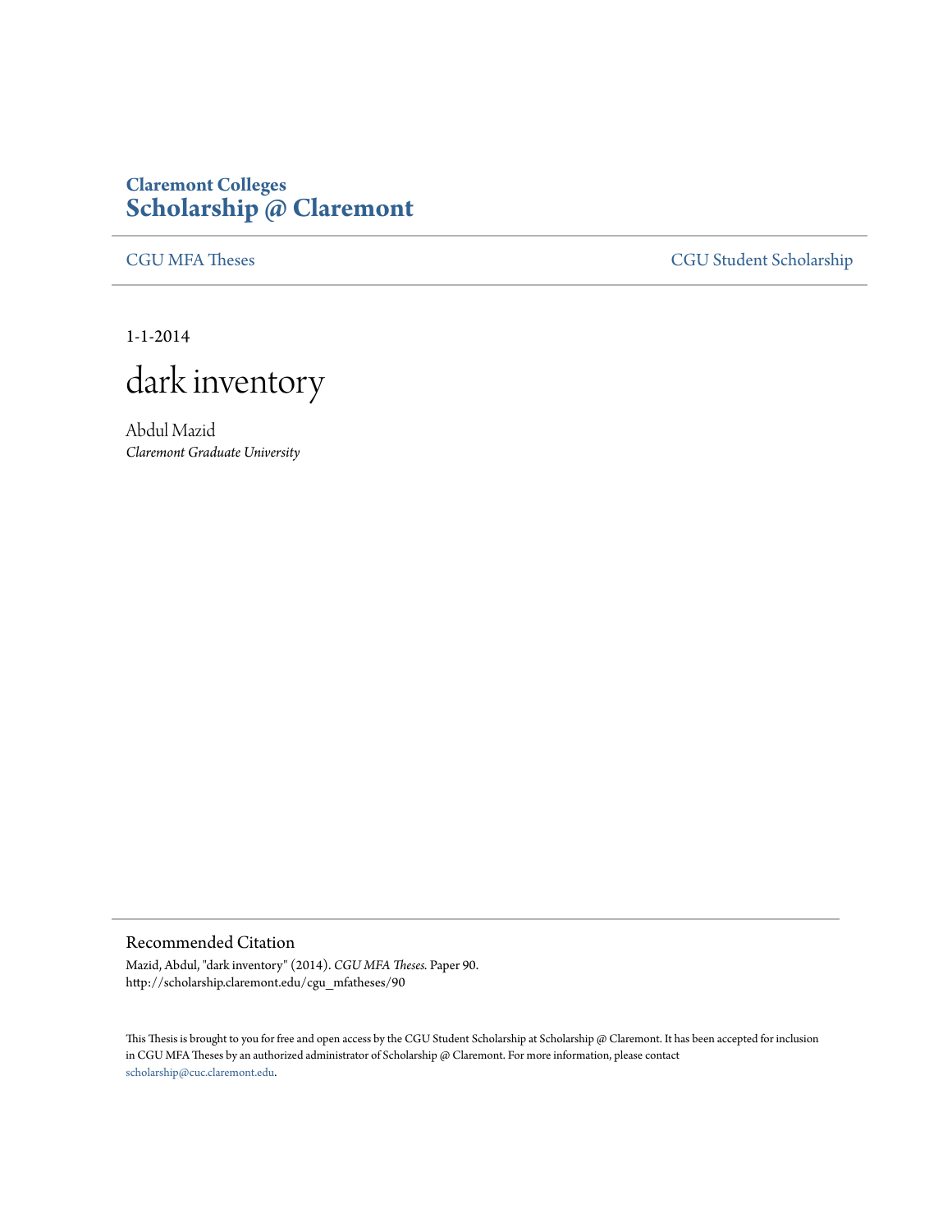**Claremont Colleges**
# Scholarship @ Claremont

CGU MFA Theses | CGU Student Scholarship

1-1-2014

# dark inventory

Abdul Mazid
*Claremont Graduate University*

## Recommended Citation

Mazid, Abdul, "dark inventory" (2014). *CGU MFA Theses.* Paper 90.
http://scholarship.claremont.edu/cgu_mfatheses/90

This Thesis is brought to you for free and open access by the CGU Student Scholarship at Scholarship @ Claremont. It has been accepted for inclusion in CGU MFA Theses by an authorized administrator of Scholarship @ Claremont. For more information, please contact scholarship@cuc.claremont.edu.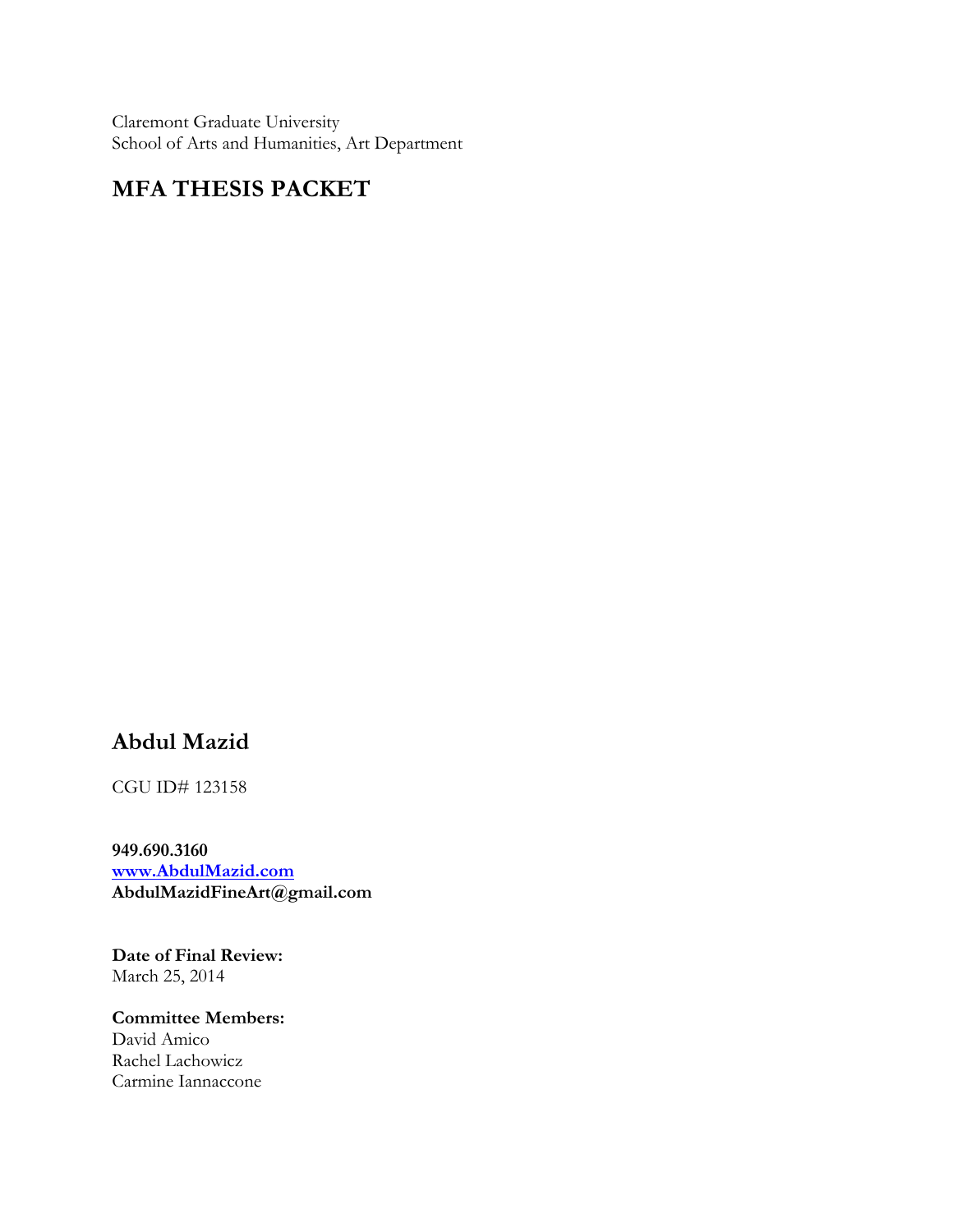Claremont Graduate University
School of Arts and Humanities, Art Department

## MFA THESIS PACKET

## Abdul Mazid

CGU ID# 123158

**949.690.3160**
**www.AbdulMazid.com**
**AbdulMazidFineArt@gmail.com**

**Date of Final Review:**
March 25, 2014

**Committee Members:**
David Amico
Rachel Lachowicz
Carmine Iannaccone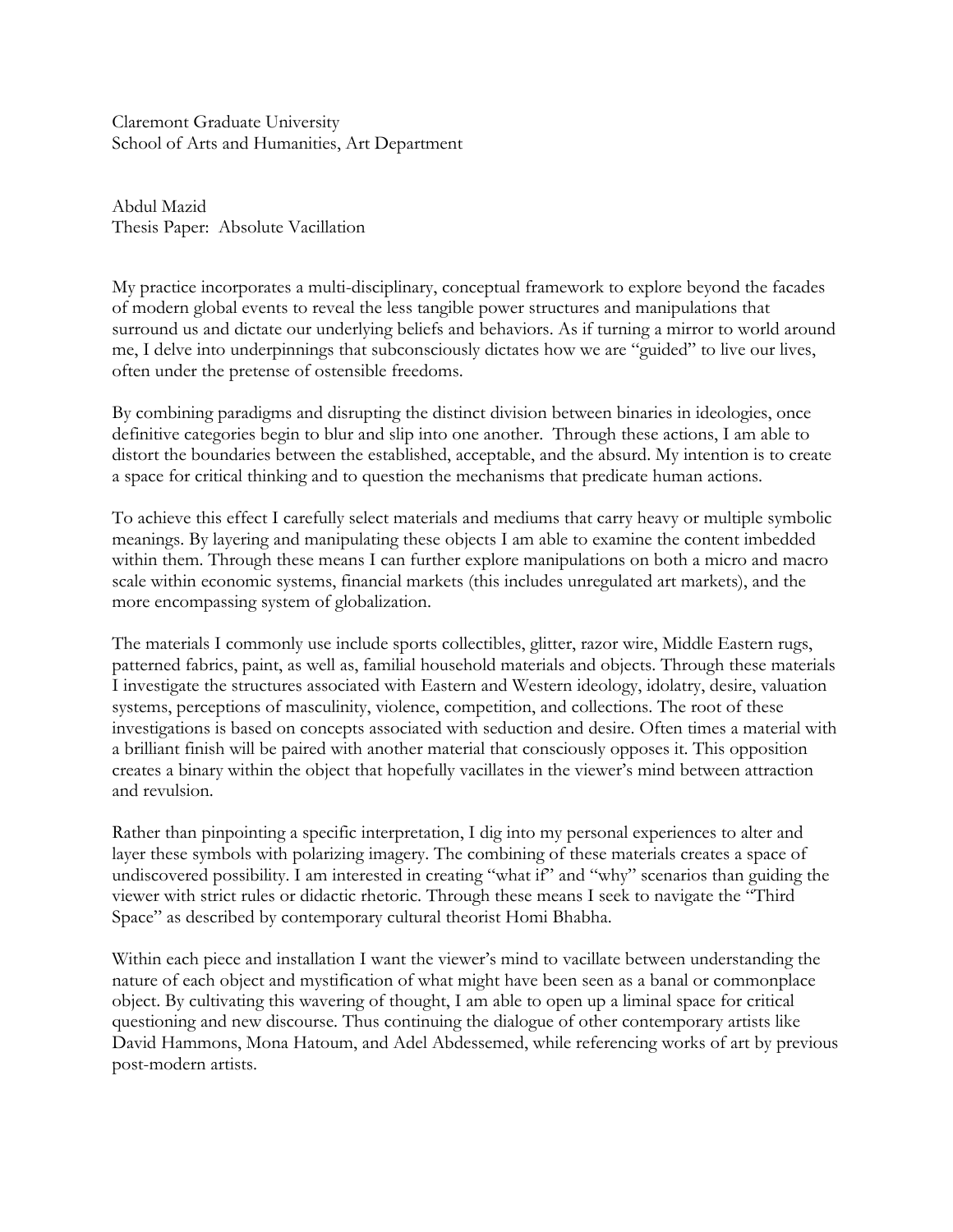Claremont Graduate University
School of Arts and Humanities, Art Department

Abdul Mazid
Thesis Paper: Absolute Vacillation

My practice incorporates a multi-disciplinary, conceptual framework to explore beyond the facades of modern global events to reveal the less tangible power structures and manipulations that surround us and dictate our underlying beliefs and behaviors. As if turning a mirror to world around me, I delve into underpinnings that subconsciously dictates how we are "guided" to live our lives, often under the pretense of ostensible freedoms.

By combining paradigms and disrupting the distinct division between binaries in ideologies, once definitive categories begin to blur and slip into one another. Through these actions, I am able to distort the boundaries between the established, acceptable, and the absurd. My intention is to create a space for critical thinking and to question the mechanisms that predicate human actions.

To achieve this effect I carefully select materials and mediums that carry heavy or multiple symbolic meanings. By layering and manipulating these objects I am able to examine the content imbedded within them. Through these means I can further explore manipulations on both a micro and macro scale within economic systems, financial markets (this includes unregulated art markets), and the more encompassing system of globalization.

The materials I commonly use include sports collectibles, glitter, razor wire, Middle Eastern rugs, patterned fabrics, paint, as well as, familial household materials and objects. Through these materials I investigate the structures associated with Eastern and Western ideology, idolatry, desire, valuation systems, perceptions of masculinity, violence, competition, and collections. The root of these investigations is based on concepts associated with seduction and desire. Often times a material with a brilliant finish will be paired with another material that consciously opposes it. This opposition creates a binary within the object that hopefully vacillates in the viewer's mind between attraction and revulsion.

Rather than pinpointing a specific interpretation, I dig into my personal experiences to alter and layer these symbols with polarizing imagery. The combining of these materials creates a space of undiscovered possibility. I am interested in creating "what if" and "why" scenarios than guiding the viewer with strict rules or didactic rhetoric. Through these means I seek to navigate the "Third Space" as described by contemporary cultural theorist Homi Bhabha.

Within each piece and installation I want the viewer's mind to vacillate between understanding the nature of each object and mystification of what might have been seen as a banal or commonplace object. By cultivating this wavering of thought, I am able to open up a liminal space for critical questioning and new discourse. Thus continuing the dialogue of other contemporary artists like David Hammons, Mona Hatoum, and Adel Abdessemed, while referencing works of art by previous post-modern artists.